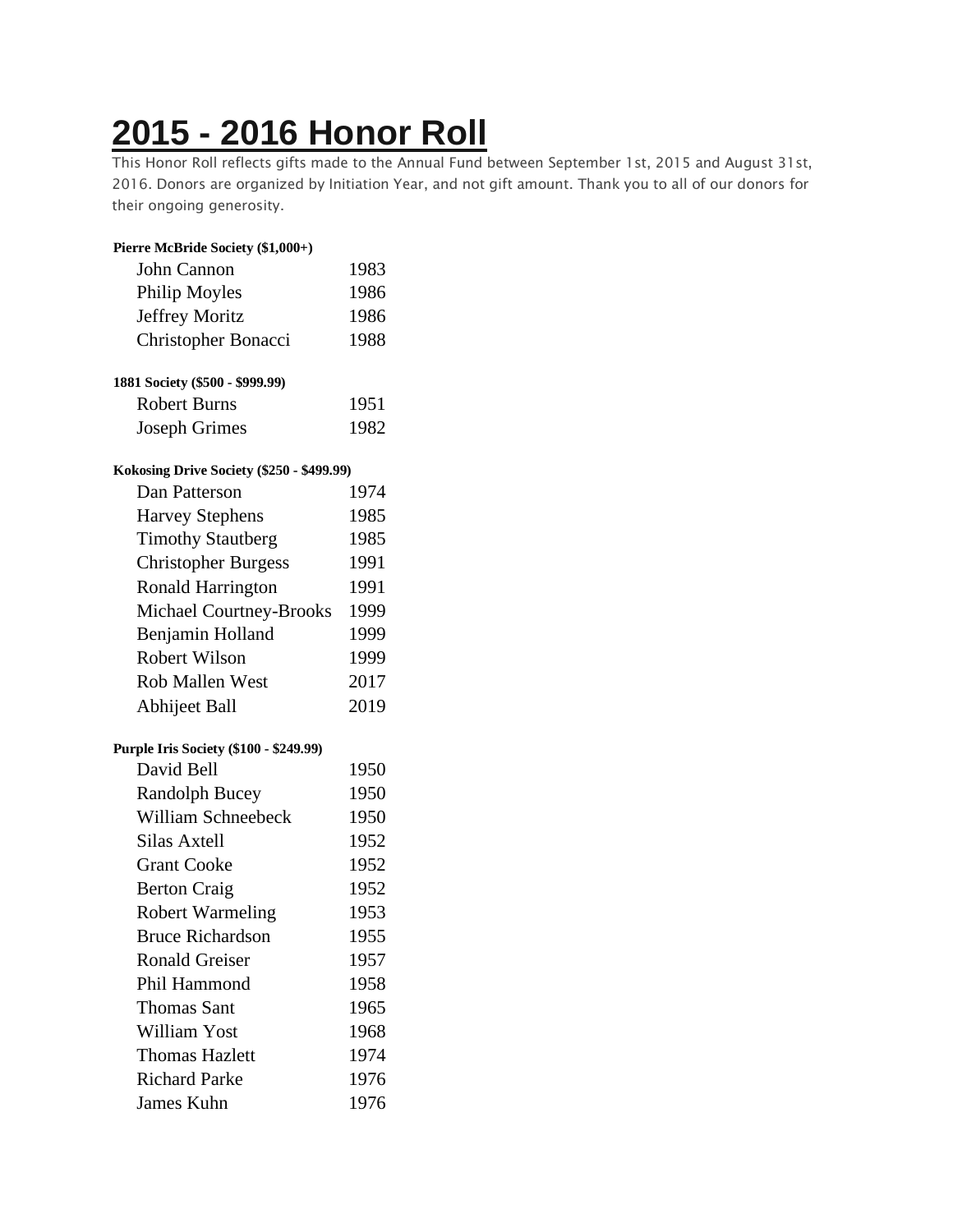# 2015 - 2016 Honor Roll

This Honor Roll reflects gifts made to the Annual Fund between September 1st, 2015 and August 31st, 2016. Donors are organized by Initiation Year, and not gift amount. Thank you to all of our donors for their ongoing generosity.

**Pierre McBride Society ($1,000+)**

| | |
|---|---|
| John Cannon | 1983 |
| Philip Moyles | 1986 |
| Jeffrey Moritz | 1986 |
| Christopher Bonacci | 1988 |

**1881 Society ($500 - $999.99)**

| | |
|---|---|
| Robert Burns | 1951 |
| Joseph Grimes | 1982 |

**Kokosing Drive Society ($250 - $499.99)**

| | |
|---|---|
| Dan Patterson | 1974 |
| Harvey Stephens | 1985 |
| Timothy Stautberg | 1985 |
| Christopher Burgess | 1991 |
| Ronald Harrington | 1991 |
| Michael Courtney-Brooks | 1999 |
| Benjamin Holland | 1999 |
| Robert Wilson | 1999 |
| Rob Mallen West | 2017 |
| Abhijeet Ball | 2019 |

**Purple Iris Society ($100 - $249.99)**

| | |
|---|---|
| David Bell | 1950 |
| Randolph Bucey | 1950 |
| William Schneebeck | 1950 |
| Silas Axtell | 1952 |
| Grant Cooke | 1952 |
| Berton Craig | 1952 |
| Robert Warmeling | 1953 |
| Bruce Richardson | 1955 |
| Ronald Greiser | 1957 |
| Phil Hammond | 1958 |
| Thomas Sant | 1965 |
| William Yost | 1968 |
| Thomas Hazlett | 1974 |
| Richard Parke | 1976 |
| James Kuhn | 1976 |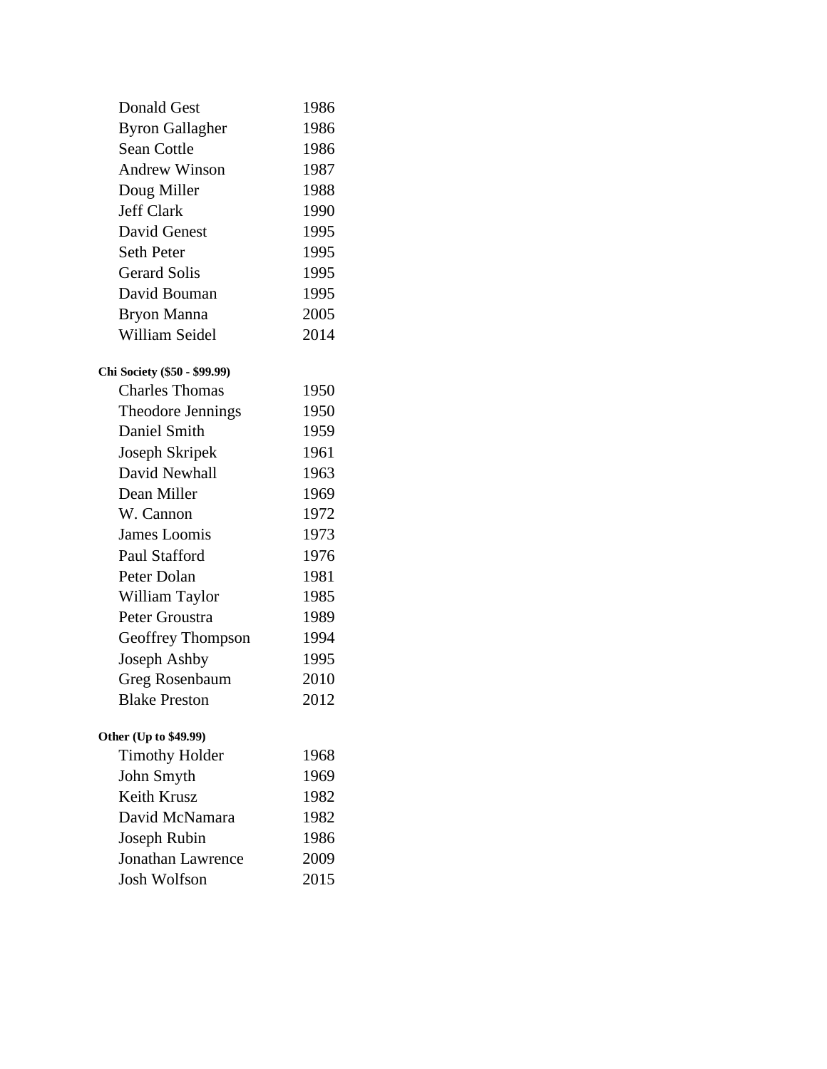| | |
|---|---|
| Donald Gest | 1986 |
| Byron Gallagher | 1986 |
| Sean Cottle | 1986 |
| Andrew Winson | 1987 |
| Doug Miller | 1988 |
| Jeff Clark | 1990 |
| David Genest | 1995 |
| Seth Peter | 1995 |
| Gerard Solis | 1995 |
| David Bouman | 1995 |
| Bryon Manna | 2005 |
| William Seidel | 2014 |

**Chi Society ($50 - $99.99)**

| | |
|---|---|
| Charles Thomas | 1950 |
| Theodore Jennings | 1950 |
| Daniel Smith | 1959 |
| Joseph Skripek | 1961 |
| David Newhall | 1963 |
| Dean Miller | 1969 |
| W. Cannon | 1972 |
| James Loomis | 1973 |
| Paul Stafford | 1976 |
| Peter Dolan | 1981 |
| William Taylor | 1985 |
| Peter Groustra | 1989 |
| Geoffrey Thompson | 1994 |
| Joseph Ashby | 1995 |
| Greg Rosenbaum | 2010 |
| Blake Preston | 2012 |

**Other (Up to $49.99)**

| | |
|---|---|
| Timothy Holder | 1968 |
| John Smyth | 1969 |
| Keith Krusz | 1982 |
| David McNamara | 1982 |
| Joseph Rubin | 1986 |
| Jonathan Lawrence | 2009 |
| Josh Wolfson | 2015 |